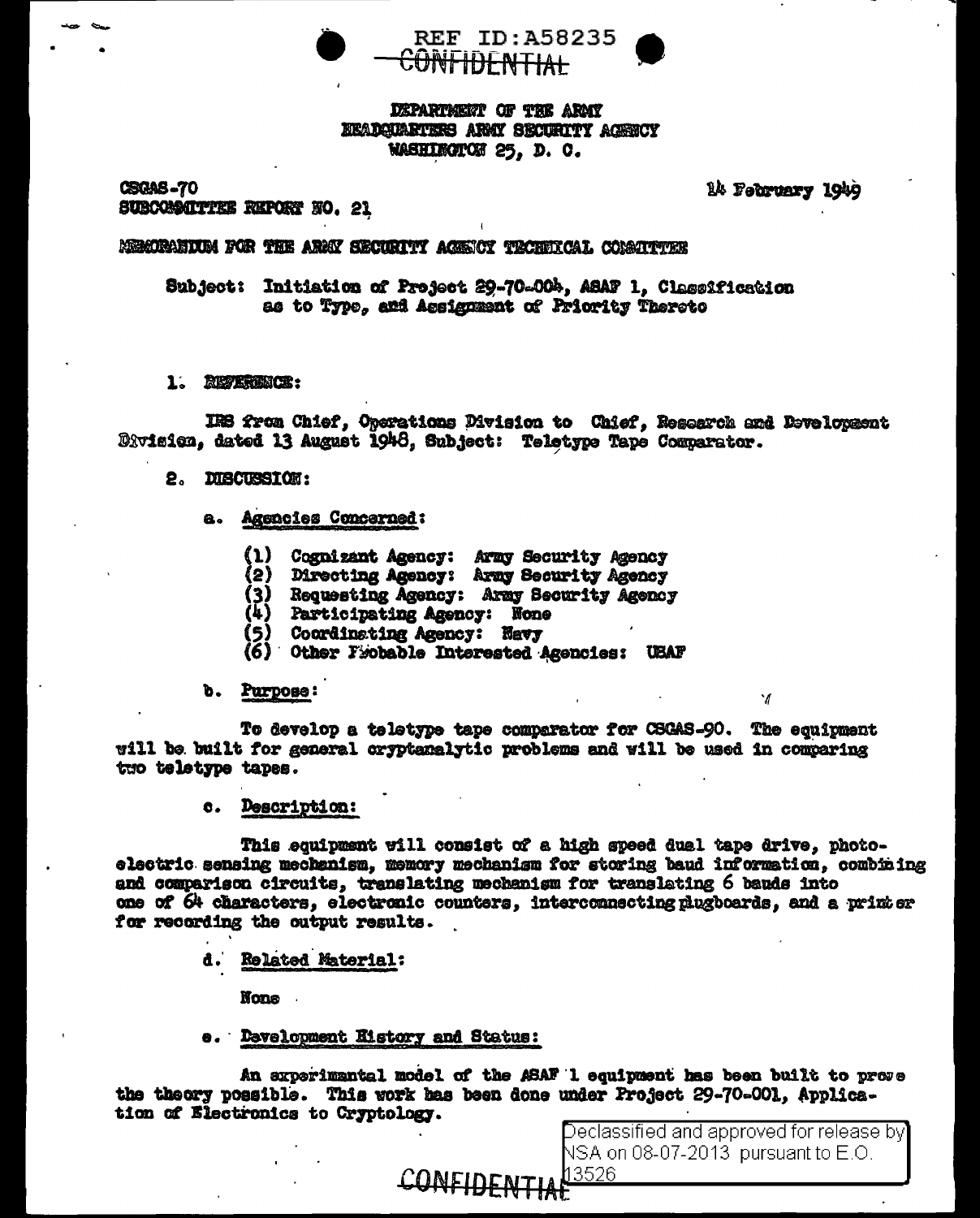REF ID:A58235

CONFIDENTIAL

DEPARTMENT OF THE ARMY
HEADQUARTERS ARMY SECURITY AGENCY
WASHINGTON 25, D. C.

CSGAS-70
SUBCOMMITTEE REPORT NO. 21

14 February 1949

MEMORANDUM FOR THE ARMY SECURITY AGENCY TECHNICAL COMMITTEE

Subject: Initiation of Project 29-70-004, ASAF 1, Classification as to Type, and Assignment of Priority Thereto

1. REFERENCE:

IRS from Chief, Operations Division to Chief, Research and Development Division, dated 13 August 1948, Subject: Teletype Tape Comparator.

2. DISCUSSION:

a. Agencies Concerned:

(1) Cognizant Agency: Army Security Agency
(2) Directing Agency: Army Security Agency
(3) Requesting Agency: Army Security Agency
(4) Participating Agency: None
(5) Coordinating Agency: Navy
(6) Other Probable Interested Agencies: USAF

b. Purpose:

To develop a teletype tape comparator for CSGAS-90. The equipment will be built for general cryptanalytic problems and will be used in comparing two teletype tapes.

c. Description:

This equipment will consist of a high speed dual tape drive, photoelectric sensing mechanism, memory mechanism for storing baud information, combining and comparison circuits, translating mechanism for translating 6 bauds into one of 64 characters, electronic counters, interconnecting plugboards, and a printer for recording the output results.

d. Related Material:

None

e. Development History and Status:

An experimental model of the ASAF 1 equipment has been built to prove the theory possible. This work has been done under Project 29-70-001, Application of Electronics to Cryptology.

Declassified and approved for release by NSA on 08-07-2013 pursuant to E.O. 13526

CONFIDENTIAL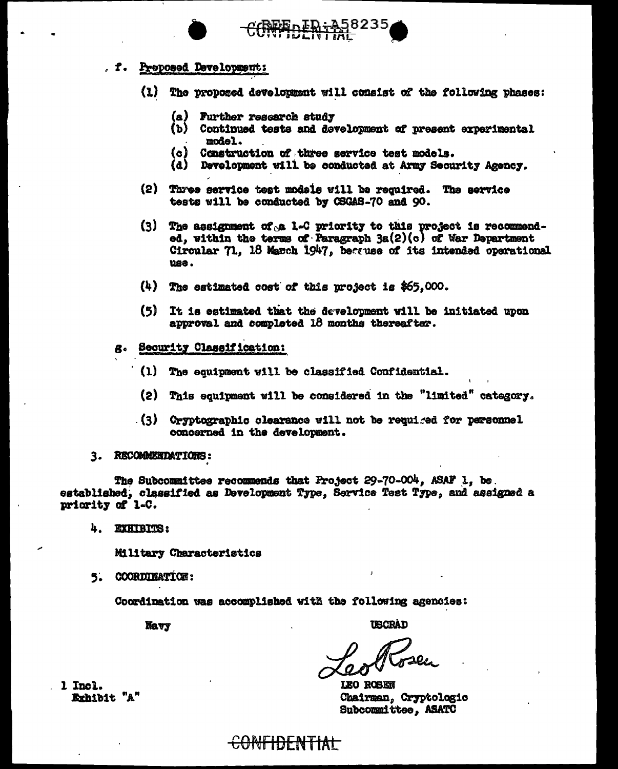f. Proposed Development:

(1) The proposed development will consist of the following phases:

(a) Further research study
(b) Continued tests and development of present experimental model.
(c) Construction of three service test models.
(d) Development will be conducted at Army Security Agency.

(2) Three service test models will be required. The service tests will be conducted by CSGAS-70 and 90.

(3) The assignment of a 1-C priority to this project is recommended, within the terms of Paragraph 3a(2)(c) of War Department Circular 71, 18 March 1947, because of its intended operational use.

(4) The estimated cost of this project is $65,000.

(5) It is estimated that the development will be initiated upon approval and completed 18 months thereafter.

g. Security Classification:

(1) The equipment will be classified Confidential.

(2) This equipment will be considered in the "limited" category.

(3) Cryptographic clearance will not be required for personnel concerned in the development.

3. RECOMMENDATIONS:

The Subcommittee recommends that Project 29-70-004, ASAF 1, be established, classified as Development Type, Service Test Type, and assigned a priority of 1-C.

4. EXHIBITS:

Military Characteristics

5. COORDINATION:

Coordination was accomplished with the following agencies:

Navy USCRAD

Leo Rosen

LEO ROSEN
Chairman, Cryptologic Subcommittee, ASATC

1 Incl.
Exhibit "A"

CONFIDENTIAL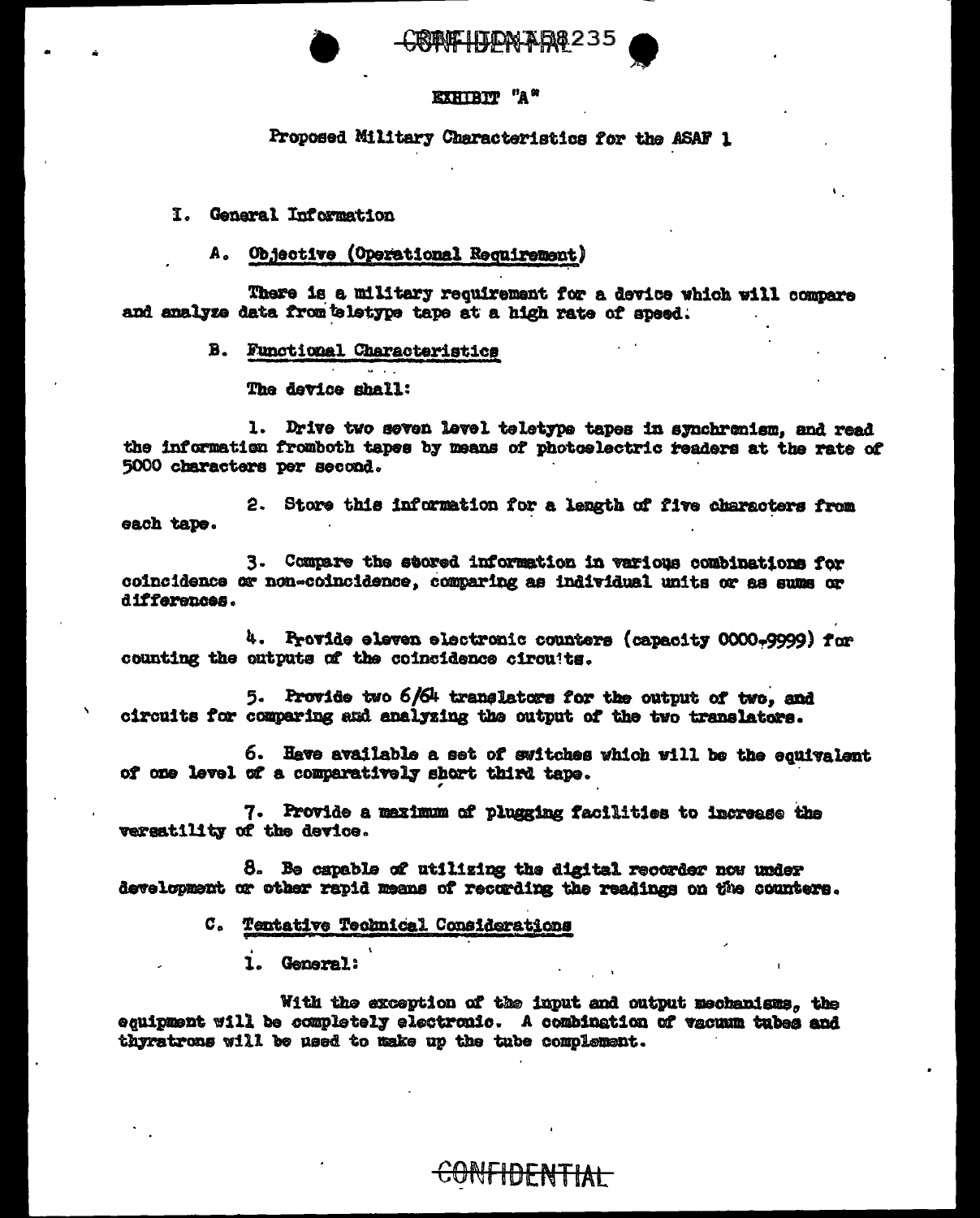EXHIBIT "A"

Proposed Military Characteristics for the ASAF 1

## I. General Information

### A. Objective (Operational Requirement)

There is a military requirement for a device which will compare and analyze data from teletype tape at a high rate of speed.

### B. Functional Characteristics

The device shall:

1. Drive two seven level teletype tapes in synchronism, and read the information fromboth tapes by means of photoelectric readers at the rate of 5000 characters per second.

2. Store this information for a length of five characters from each tape.

3. Compare the stored information in various combinations for coincidence or non-coincidence, comparing as individual units or as sums or differences.

4. Provide eleven electronic counters (capacity 0000-9999) for counting the outputs of the coincidence circuits.

5. Provide two 6/64 translators for the output of two, and circuits for comparing and analyzing the output of the two translators.

6. Have available a set of switches which will be the equivalent of one level of a comparatively short third tape.

7. Provide a maximum of plugging facilities to increase the versatility of the device.

8. Be capable of utilizing the digital recorder now under development or other rapid means of recording the readings on the counters.

### C. Tentative Technical Considerations

1. General:

With the exception of the input and output mechanisms, the equipment will be completely electronic. A combination of vacuum tubes and thyratrons will be used to make up the tube complement.

CONFIDENTIAL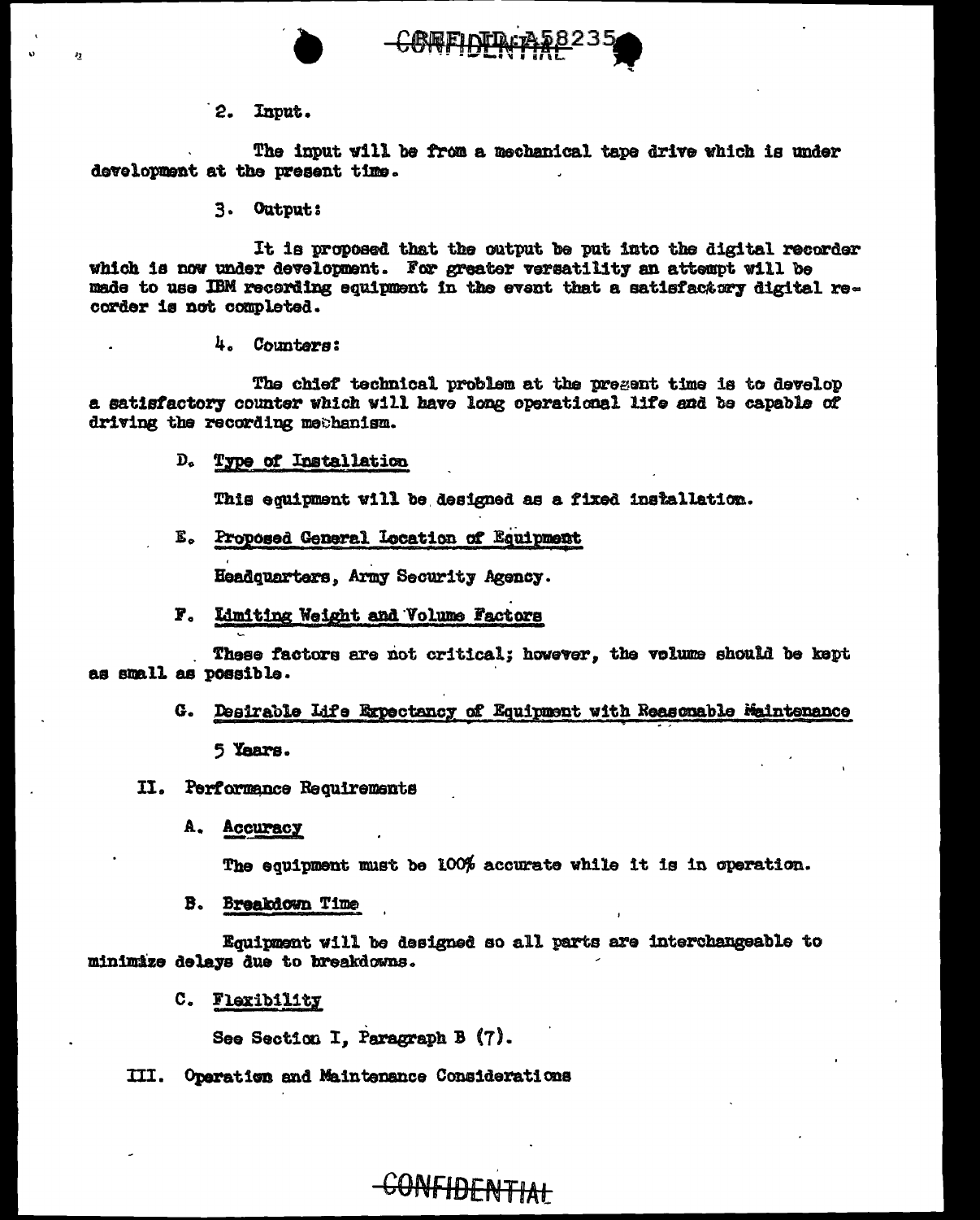2. Input.

The input will be from a mechanical tape drive which is under development at the present time.

3. Output:

It is proposed that the output be put into the digital recorder which is now under development. For greater versatility an attempt will be made to use IBM recording equipment in the event that a satisfactory digital recorder is not completed.

4. Counters:

The chief technical problem at the present time is to develop a satisfactory counter which will have long operational life and be capable of driving the recording mechanism.

D. <u>Type of Installation</u>

This equipment will be designed as a fixed installation.

E. <u>Proposed General Location of Equipment</u>

Headquarters, Army Security Agency.

F. <u>Limiting Weight and Volume Factors</u>

These factors are not critical; however, the volume should be kept as small as possible.

G. <u>Desirable Life Expectancy of Equipment with Reasonable Maintenance</u>

5 Years.

II. Performance Requirements

A. <u>Accuracy</u>

The equipment must be 100% accurate while it is in operation.

B. <u>Breakdown Time</u>

Equipment will be designed so all parts are interchangeable to minimize delays due to breakdowns.

C. <u>Flexibility</u>

See Section I, Paragraph B (7).

III. Operation and Maintenance Considerations

CONFIDENTIAL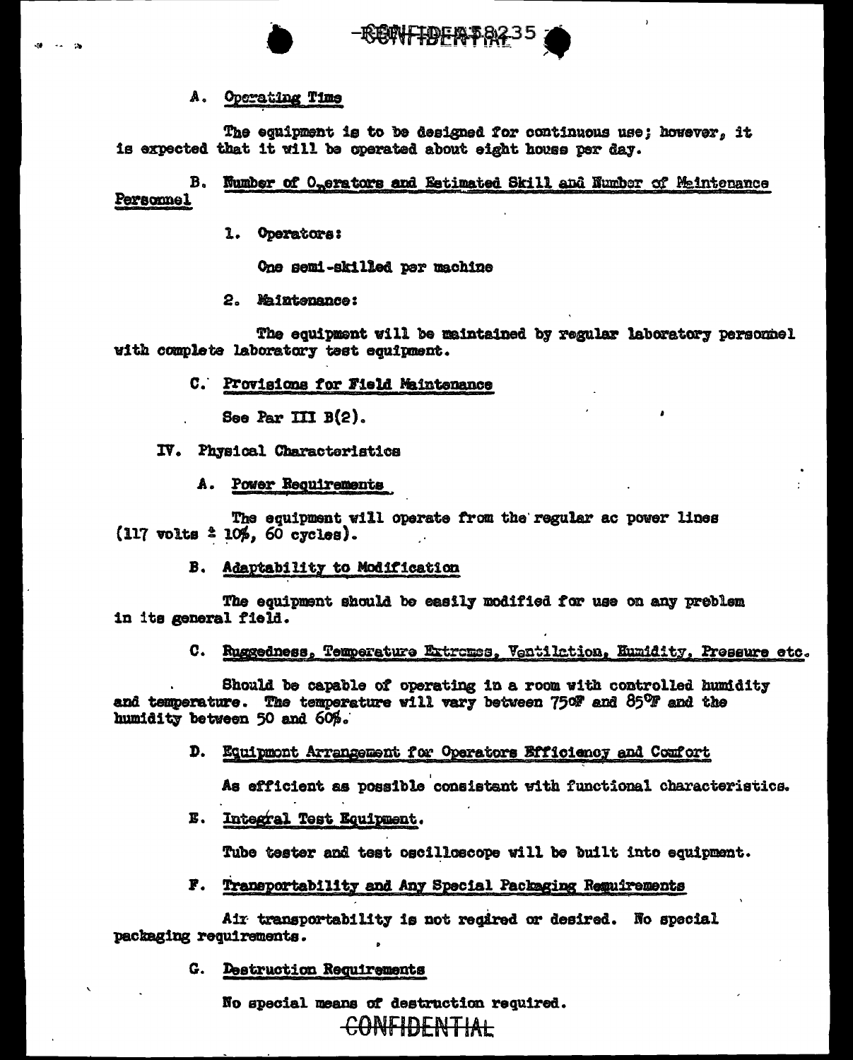A. Operating Time

The equipment is to be designed for continuous use; however, it is expected that it will be operated about eight houss per day.

B. Number of Operators and Estimated Skill and Number of Maintenance Personnel

1. Operators:

One semi-skilled per machine

2. Maintenance:

The equipment will be maintained by regular laboratory personnel with complete laboratory test equipment.

C. Provisions for Field Maintenance

See Par III B(2).

IV. Physical Characteristics

A. Power Requirements

The equipment will operate from the regular ac power lines (117 volts ± 10%, 60 cycles).

B. Adaptability to Modification

The equipment should be easily modified for use on any problem in its general field.

C. Ruggedness, Temperature Extremes, Ventilation, Humidity, Pressure etc.

Should be capable of operating in a room with controlled humidity and temperature. The temperature will vary between 75°F and 85°F and the humidity between 50 and 60%.

D. Equipment Arrangement for Operators Efficiency and Comfort

As efficient as possible consistent with functional characteristics.

E. Integral Test Equipment.

Tube tester and test oscilloscope will be built into equipment.

F. Transportability and Any Special Packaging Requirements

Air transportability is not reqired or desired. No special packaging requirements.

G. Destruction Requirements

No special means of destruction required.

CONFIDENTIAL